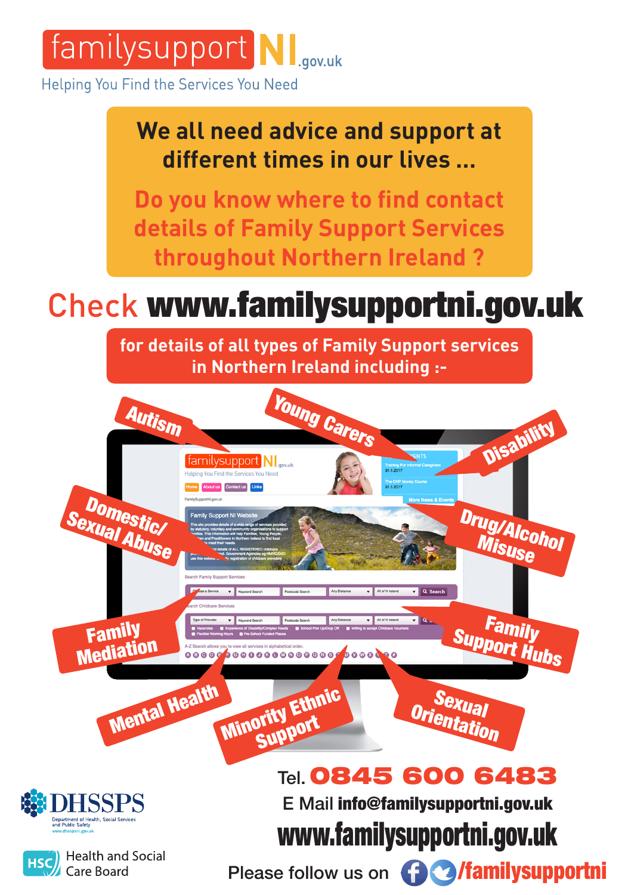# familysupport NI .gov.uk

Helping You Find the Services You Need

**We all need advice and support at different times in our lives ...**

**Do you know where to find contact details of Family Support Services throughout Northern Ireland ?**

## Check www.familysupportni.gov.uk

**for details of all types of Family Support services in Northern Ireland including :-**

- Autism
- Young Carers
- Disability
- Domestic/ Sexual Abuse
- Drug/Alcohol Misuse
- Family Mediation
- Family Support Hubs
- Mental Health
- Minority Ethnic Support
- Sexual Orientation

Tel. **0845 600 6483**

E Mail **info@familysupportni.gov.uk**

**www.familysupportni.gov.uk**

Please follow us on **/familysupportni**

DHSSPS — Department of Health, Social Services and Public Safety — www.dhsspsni.gov.uk

HSC Health and Social Care Board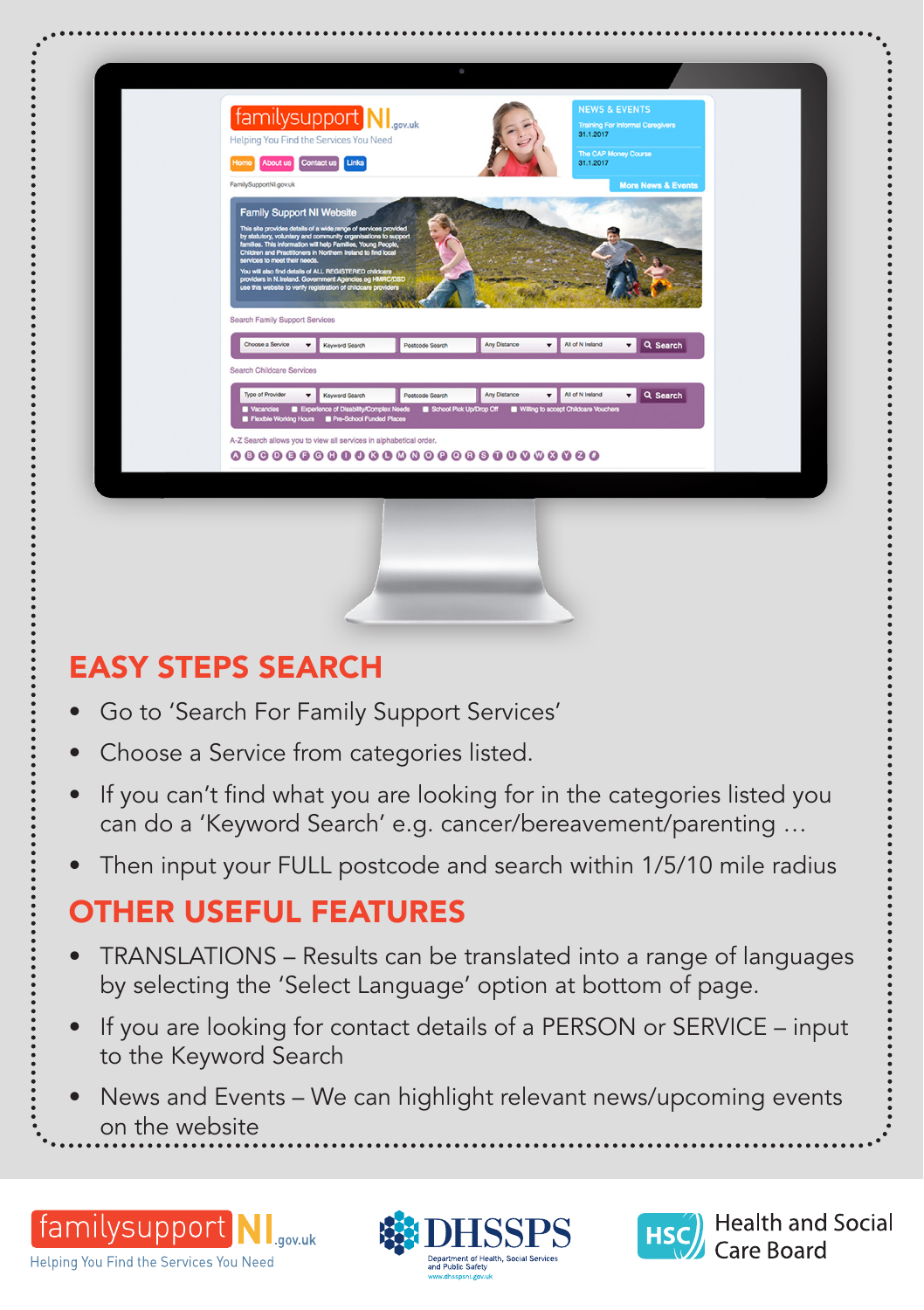## EASY STEPS SEARCH

- Go to 'Search For Family Support Services'
- Choose a Service from categories listed.
- If you can't find what you are looking for in the categories listed you can do a 'Keyword Search' e.g. cancer/bereavement/parenting …
- Then input your FULL postcode and search within 1/5/10 mile radius

## OTHER USEFUL FEATURES

- TRANSLATIONS – Results can be translated into a range of languages by selecting the 'Select Language' option at bottom of page.
- If you are looking for contact details of a PERSON or SERVICE – input to the Keyword Search
- News and Events – We can highlight relevant news/upcoming events on the website

familysupportNI.gov.uk
Helping You Find the Services You Need

DHSSPS
Department of Health, Social Services and Public Safety
www.dhsspsni.gov.uk

HSC Health and Social Care Board